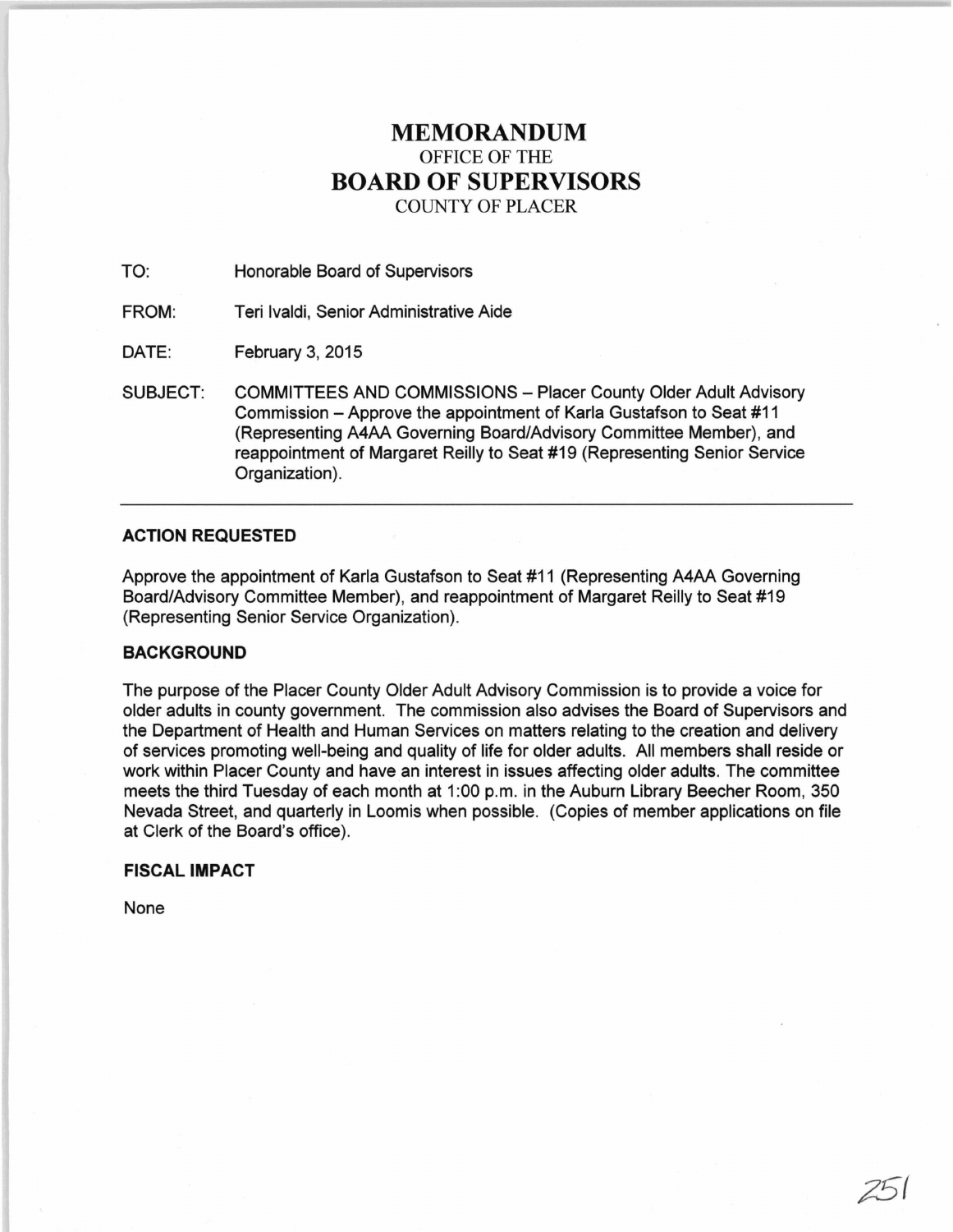# MEMORANDUM

OFFICE OF THE

# BOARD OF SUPERVISORS

COUNTY OF PLACER

TO: Honorable Board of Supervisors

FROM: Teri Ivaldi, Senior Administrative Aide

DATE: February 3, 2015

SUBJECT: COMMITTEES AND COMMISSIONS – Placer County Older Adult Advisory Commission – Approve the appointment of Karla Gustafson to Seat #11 (Representing A4AA Governing Board/Advisory Committee Member), and reappointment of Margaret Reilly to Seat #19 (Representing Senior Service Organization).

---

### ACTION REQUESTED

Approve the appointment of Karla Gustafson to Seat #11 (Representing A4AA Governing Board/Advisory Committee Member), and reappointment of Margaret Reilly to Seat #19 (Representing Senior Service Organization).

### BACKGROUND

The purpose of the Placer County Older Adult Advisory Commission is to provide a voice for older adults in county government. The commission also advises the Board of Supervisors and the Department of Health and Human Services on matters relating to the creation and delivery of services promoting well-being and quality of life for older adults. All members shall reside or work within Placer County and have an interest in issues affecting older adults. The committee meets the third Tuesday of each month at 1:00 p.m. in the Auburn Library Beecher Room, 350 Nevada Street, and quarterly in Loomis when possible. (Copies of member applications on file at Clerk of the Board's office).

### FISCAL IMPACT

None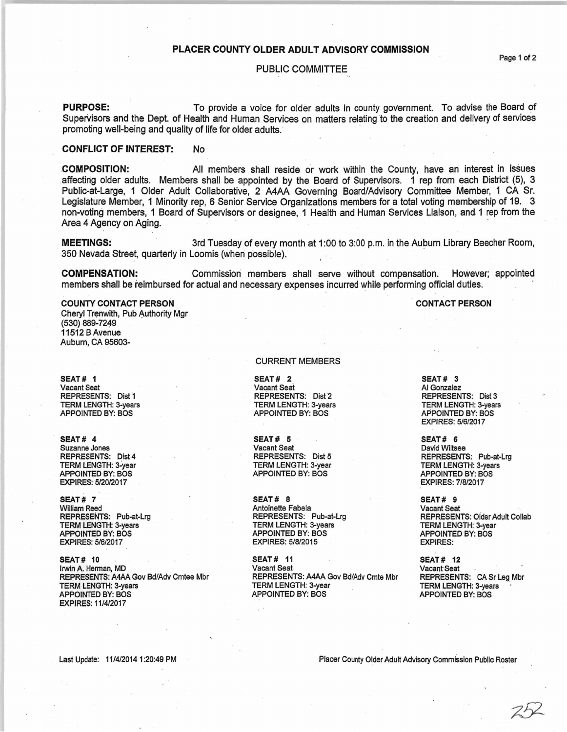# PLACER COUNTY OLDER ADULT ADVISORY COMMISSION

## PUBLIC COMMITTEE

**PURPOSE:** To provide a voice for older adults in county government. To advise the Board of Supervisors and the Dept. of Health and Human Services on matters relating to the creation and delivery of services promoting well-being and quality of life for older adults.

**CONFLICT OF INTEREST:** No

**COMPOSITION:** All members shall reside or work within the County, have an interest in issues affecting older adults. Members shall be appointed by the Board of Supervisors. 1 rep from each District (5), 3 Public-at-Large, 1 Older Adult Collaborative, 2 A4AA Governing Board/Advisory Committee Member, 1 CA Sr. Legislature Member, 1 Minority rep, 6 Senior Service Organizations members for a total voting membership of 19. 3 non-voting members, 1 Board of Supervisors or designee, 1 Health and Human Services Liaison, and 1 rep from the Area 4 Agency on Aging.

**MEETINGS:** 3rd Tuesday of every month at 1:00 to 3:00 p.m. in the Auburn Library Beecher Room, 350 Nevada Street, quarterly in Loomis (when possible).

**COMPENSATION:** Commission members shall serve without compensation. However, appointed members shall be reimbursed for actual and necessary expenses incurred while performing official duties.

**COUNTY CONTACT PERSON**
Cheryl Trenwith, Pub Authority Mgr
(530) 889-7249
11512 B Avenue
Auburn, CA 95603-

**CONTACT PERSON**

CURRENT MEMBERS

**SEAT # 1**
Vacant Seat
REPRESENTS: Dist 1
TERM LENGTH: 3-years
APPOINTED BY: BOS

**SEAT # 2**
Vacant Seat
REPRESENTS: Dist 2
TERM LENGTH: 3-years
APPOINTED BY: BOS

**SEAT # 3**
Al Gonzalez
REPRESENTS: Dist 3
TERM LENGTH: 3-years
APPOINTED BY: BOS
EXPIRES: 5/6/2017

**SEAT # 4**
Suzanne Jones
REPRESENTS: Dist 4
TERM LENGTH: 3-year
APPOINTED BY: BOS
EXPIRES: 5/20/2017

**SEAT # 5**
Vacant Seat
REPRESENTS: Dist 5
TERM LENGTH: 3-year
APPOINTED BY: BOS

**SEAT # 6**
David Wiltsee
REPRESENTS: Pub-at-Lrg
TERM LENGTH: 3-years
APPOINTED BY: BOS
EXPIRES: 7/8/2017

**SEAT # 7**
William Reed
REPRESENTS: Pub-at-Lrg
TERM LENGTH: 3-years
APPOINTED BY: BOS
EXPIRES: 5/6/2017

**SEAT # 8**
Antoinette Fabela
REPRESENTS: Pub-at-Lrg
TERM LENGTH: 3-years
APPOINTED BY: BOS
EXPIRES: 5/8/2015

**SEAT # 9**
Vacant Seat
REPRESENTS: Older Adult Collab
TERM LENGTH: 3-year
APPOINTED BY: BOS
EXPIRES:

**SEAT # 10**
Irwin A. Herman, MD
REPRESENTS: A4AA Gov Bd/Adv Cmtee Mbr
TERM LENGTH: 3-years
APPOINTED BY: BOS
EXPIRES: 11/4/2017

**SEAT # 11**
Vacant Seat
REPRESENTS: A4AA Gov Bd/Adv Cmte Mbr
TERM LENGTH: 3-year
APPOINTED BY: BOS

**SEAT # 12**
Vacant Seat
REPRESENTS: CA Sr Leg Mbr
TERM LENGTH: 3-years
APPOINTED BY: BOS

Last Update: 11/4/2014 1:20:49 PM

Placer County Older Adult Advisory Commission Public Roster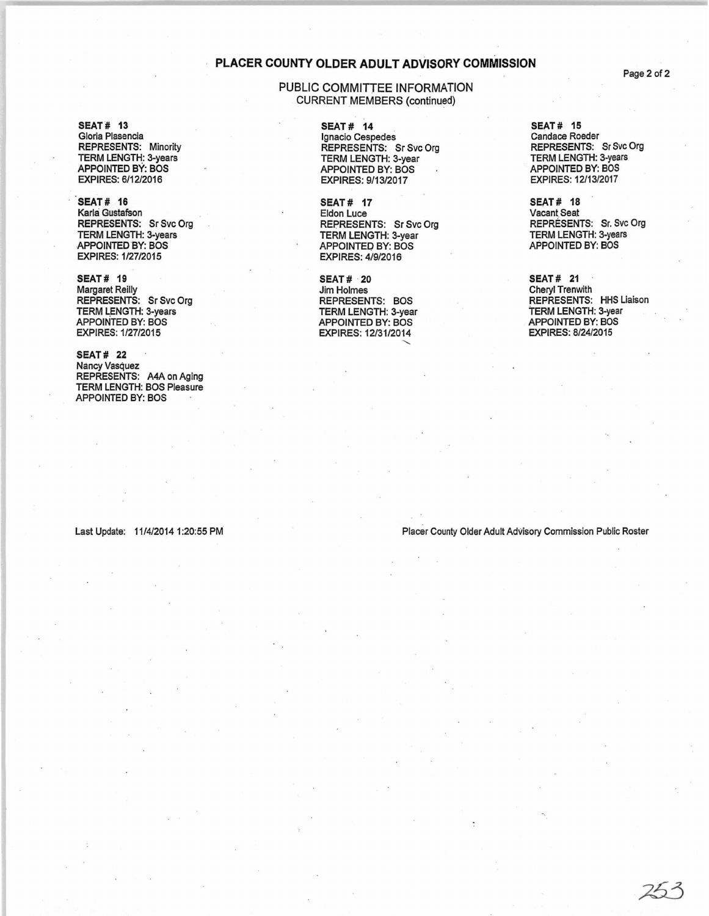# PLACER COUNTY OLDER ADULT ADVISORY COMMISSION

## PUBLIC COMMITTEE INFORMATION
CURRENT MEMBERS (continued)

**SEAT # 13**
Gloria Plasencia
REPRESENTS: Minority
TERM LENGTH: 3-years
APPOINTED BY: BOS
EXPIRES: 6/12/2016

**SEAT # 14**
Ignacio Cespedes
REPRESENTS: Sr Svc Org
TERM LENGTH: 3-year
APPOINTED BY: BOS
EXPIRES: 9/13/2017

**SEAT # 15**
Candace Roeder
REPRESENTS: Sr Svc Org
TERM LENGTH: 3-years
APPOINTED BY: BOS
EXPIRES: 12/13/2017

**SEAT # 16**
Karla Gustafson
REPRESENTS: Sr Svc Org
TERM LENGTH: 3-years
APPOINTED BY: BOS
EXPIRES: 1/27/2015

**SEAT # 17**
Eldon Luce
REPRESENTS: Sr Svc Org
TERM LENGTH: 3-year
APPOINTED BY: BOS
EXPIRES: 4/9/2016

**SEAT # 18**
Vacant Seat
REPRESENTS: Sr. Svc Org
TERM LENGTH: 3-years
APPOINTED BY: BOS

**SEAT # 19**
Margaret Reilly
REPRESENTS: Sr Svc Org
TERM LENGTH: 3-years
APPOINTED BY: BOS
EXPIRES: 1/27/2015

**SEAT # 20**
Jim Holmes
REPRESENTS: BOS
TERM LENGTH: 3-year
APPOINTED BY: BOS
EXPIRES: 12/31/2014

**SEAT # 21**
Cheryl Trenwith
REPRESENTS: HHS Liaison
TERM LENGTH: 3-year
APPOINTED BY: BOS
EXPIRES: 8/24/2015

**SEAT # 22**
Nancy Vasquez
REPRESENTS: A4A on Aging
TERM LENGTH: BOS Pleasure
APPOINTED BY: BOS

Last Update: 11/4/2014 1:20:55 PM

Placer County Older Adult Advisory Commission Public Roster